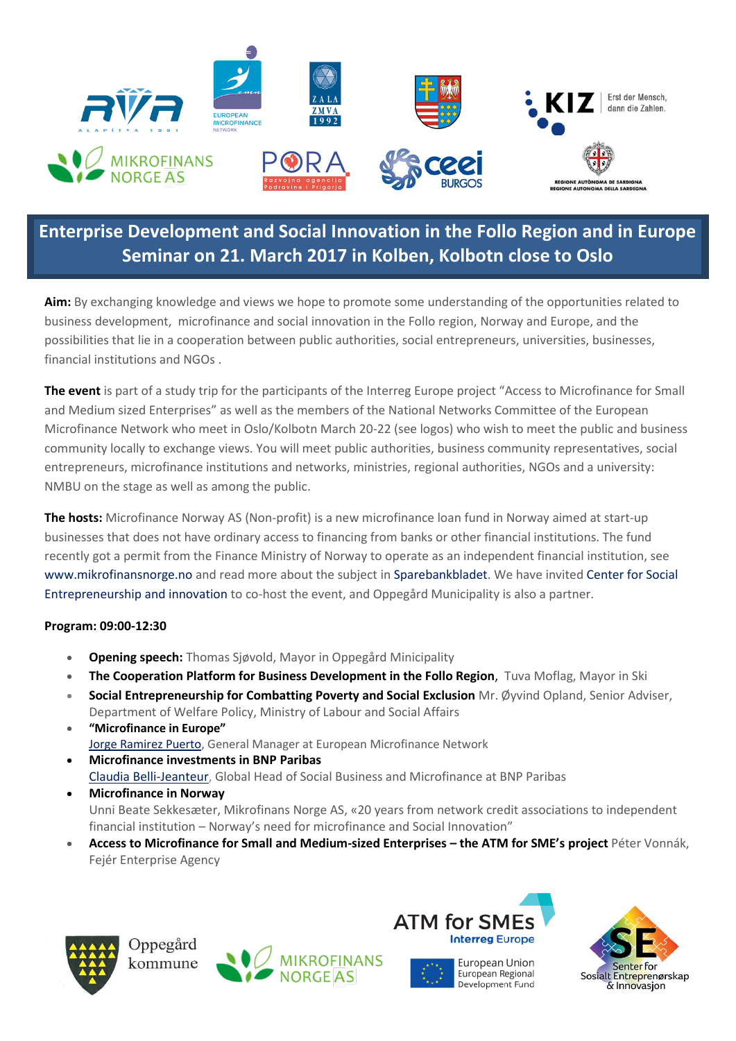# Enterprise Development and Social Innovation in the Follo Region and in Europe
## Seminar on 21. March 2017 in Kolben, Kolbotn close to Oslo

**Aim:** By exchanging knowledge and views we hope to promote some understanding of the opportunities related to business development, microfinance and social innovation in the Follo region, Norway and Europe, and the possibilities that lie in a cooperation between public authorities, social entrepreneurs, universities, businesses, financial institutions and NGOs .

**The event** is part of a study trip for the participants of the Interreg Europe project "Access to Microfinance for Small and Medium sized Enterprises" as well as the members of the National Networks Committee of the European Microfinance Network who meet in Oslo/Kolbotn March 20-22 (see logos) who wish to meet the public and business community locally to exchange views. You will meet public authorities, business community representatives, social entrepreneurs, microfinance institutions and networks, ministries, regional authorities, NGOs and a university: NMBU on the stage as well as among the public.

**The hosts:** Microfinance Norway AS (Non-profit) is a new microfinance loan fund in Norway aimed at start-up businesses that does not have ordinary access to financing from banks or other financial institutions. The fund recently got a permit from the Finance Ministry of Norway to operate as an independent financial institution, see www.mikrofinansnorge.no and read more about the subject in Sparebankbladet. We have invited Center for Social Entrepreneurship and innovation to co-host the event, and Oppegård Municipality is also a partner.

**Program: 09:00-12:30**

- **Opening speech:** Thomas Sjøvold, Mayor in Oppegård Minicipality
- **The Cooperation Platform for Business Development in the Follo Region**, Tuva Moflag, Mayor in Ski
- **Social Entrepreneurship for Combatting Poverty and Social Exclusion** Mr. Øyvind Opland, Senior Adviser, Department of Welfare Policy, Ministry of Labour and Social Affairs
- **"Microfinance in Europe"**
  Jorge Ramirez Puerto, General Manager at European Microfinance Network
- **Microfinance investments in BNP Paribas**
  Claudia Belli-Jeanteur, Global Head of Social Business and Microfinance at BNP Paribas
- **Microfinance in Norway**
  Unni Beate Sekkesæter, Mikrofinans Norge AS, «20 years from network credit associations to independent financial institution – Norway's need for microfinance and Social Innovation"
- **Access to Microfinance for Small and Medium-sized Enterprises – the ATM for SME's project** Péter Vonnák, Fejér Enterprise Agency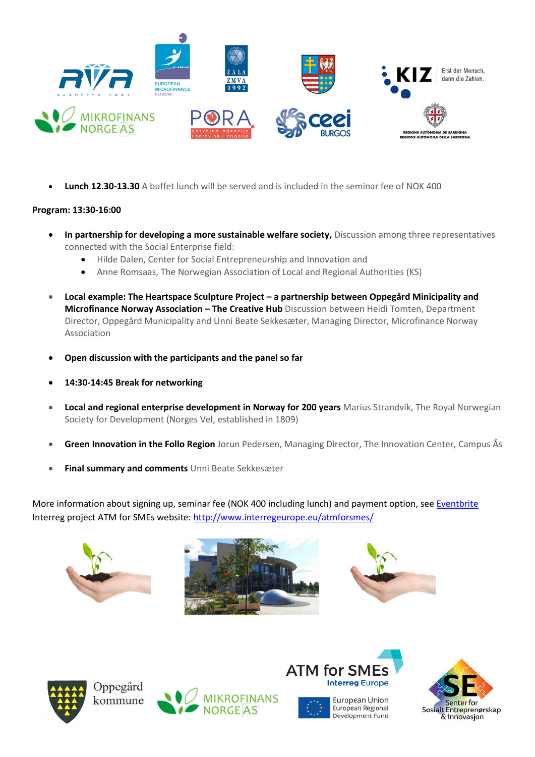- **Lunch 12.30-13.30** A buffet lunch will be served and is included in the seminar fee of NOK 400

**Program: 13:30-16:00**

- **In partnership for developing a more sustainable welfare society,** Discussion among three representatives connected with the Social Enterprise field:
  - Hilde Dalen, Center for Social Entrepreneurship and Innovation and
  - Anne Romsaas, The Norwegian Association of Local and Regional Authorities (KS)
- **Local example: The Heartspace Sculpture Project – a partnership between Oppegård Minicipality and Microfinance Norway Association – The Creative Hub** Discussion between Heidi Tomten, Department Director, Oppegård Municipality and Unni Beate Sekkesæter, Managing Director, Microfinance Norway Association
- **Open discussion with the participants and the panel so far**
- **14:30-14:45 Break for networking**
- **Local and regional enterprise development in Norway for 200 years** Marius Strandvik, The Royal Norwegian Society for Development (Norges Vel, established in 1809)
- **Green Innovation in the Follo Region** Jorun Pedersen, Managing Director, The Innovation Center, Campus Ås
- **Final summary and comments** Unni Beate Sekkesæter

More information about signing up, seminar fee (NOK 400 including lunch) and payment option, see Eventbrite
Interreg project ATM for SMEs website: http://www.interregeurope.eu/atmforsmes/